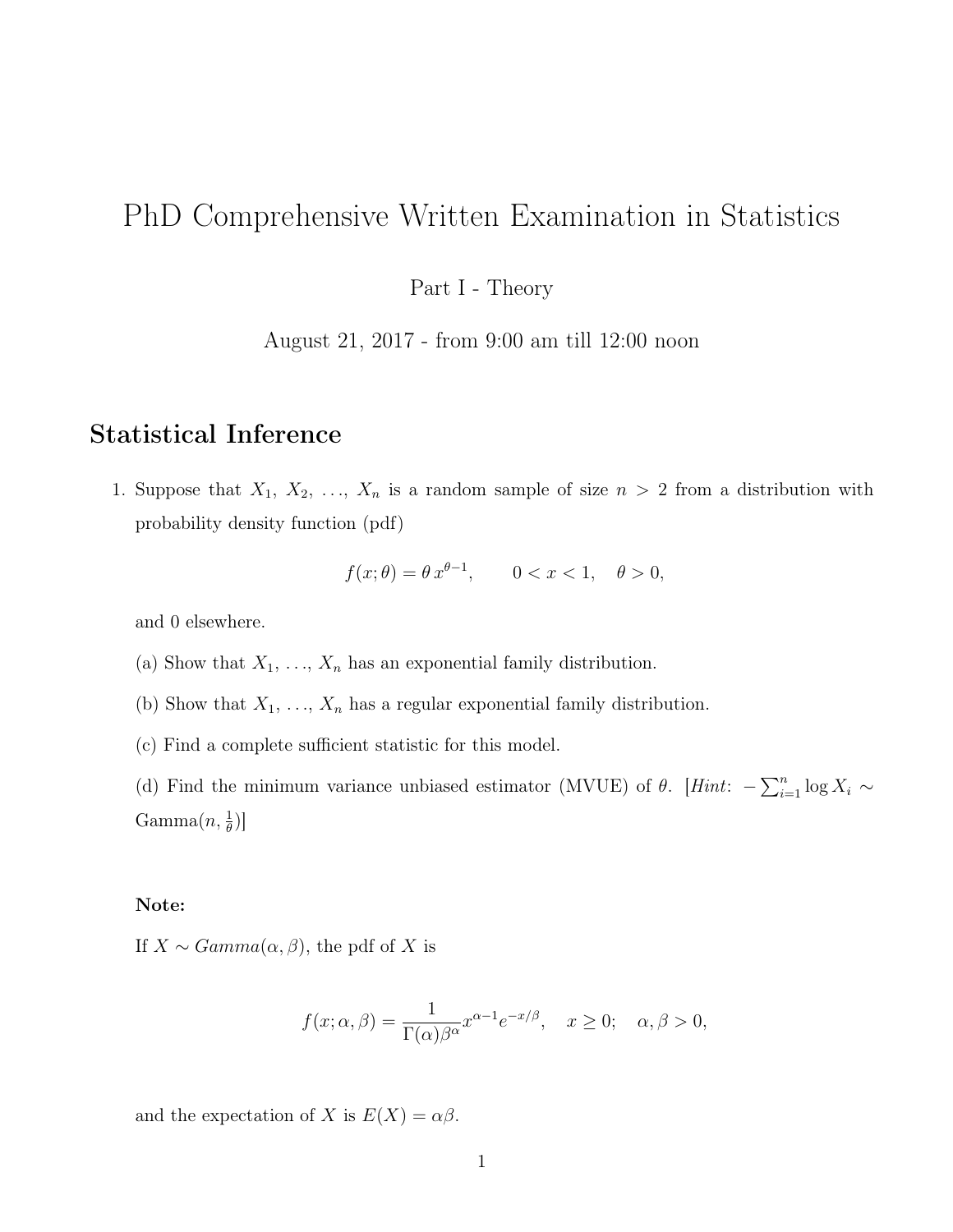# PhD Comprehensive Written Examination in Statistics

Part I - Theory

August 21, 2017 - from 9:00 am till 12:00 noon

## Statistical Inference

1. Suppose that $X_1, X_2, \ldots, X_n$ is a random sample of size $n > 2$ from a distribution with probability density function (pdf)

$$f(x;\theta) = \theta\, x^{\theta-1}, \qquad 0 < x < 1, \quad \theta > 0,$$

and 0 elsewhere.

(a) Show that $X_1, \ldots, X_n$ has an exponential family distribution.

(b) Show that $X_1, \ldots, X_n$ has a regular exponential family distribution.

(c) Find a complete sufficient statistic for this model.

(d) Find the minimum variance unbiased estimator (MVUE) of $\theta$. [*Hint*: $-\sum_{i=1}^{n} \log X_i \sim \text{Gamma}(n, \frac{1}{\theta})$]

**Note:**

If $X \sim Gamma(\alpha, \beta)$, the pdf of $X$ is

$$f(x;\alpha,\beta) = \frac{1}{\Gamma(\alpha)\beta^{\alpha}} x^{\alpha-1} e^{-x/\beta}, \quad x \geq 0; \quad \alpha, \beta > 0,$$

and the expectation of $X$ is $E(X) = \alpha\beta$.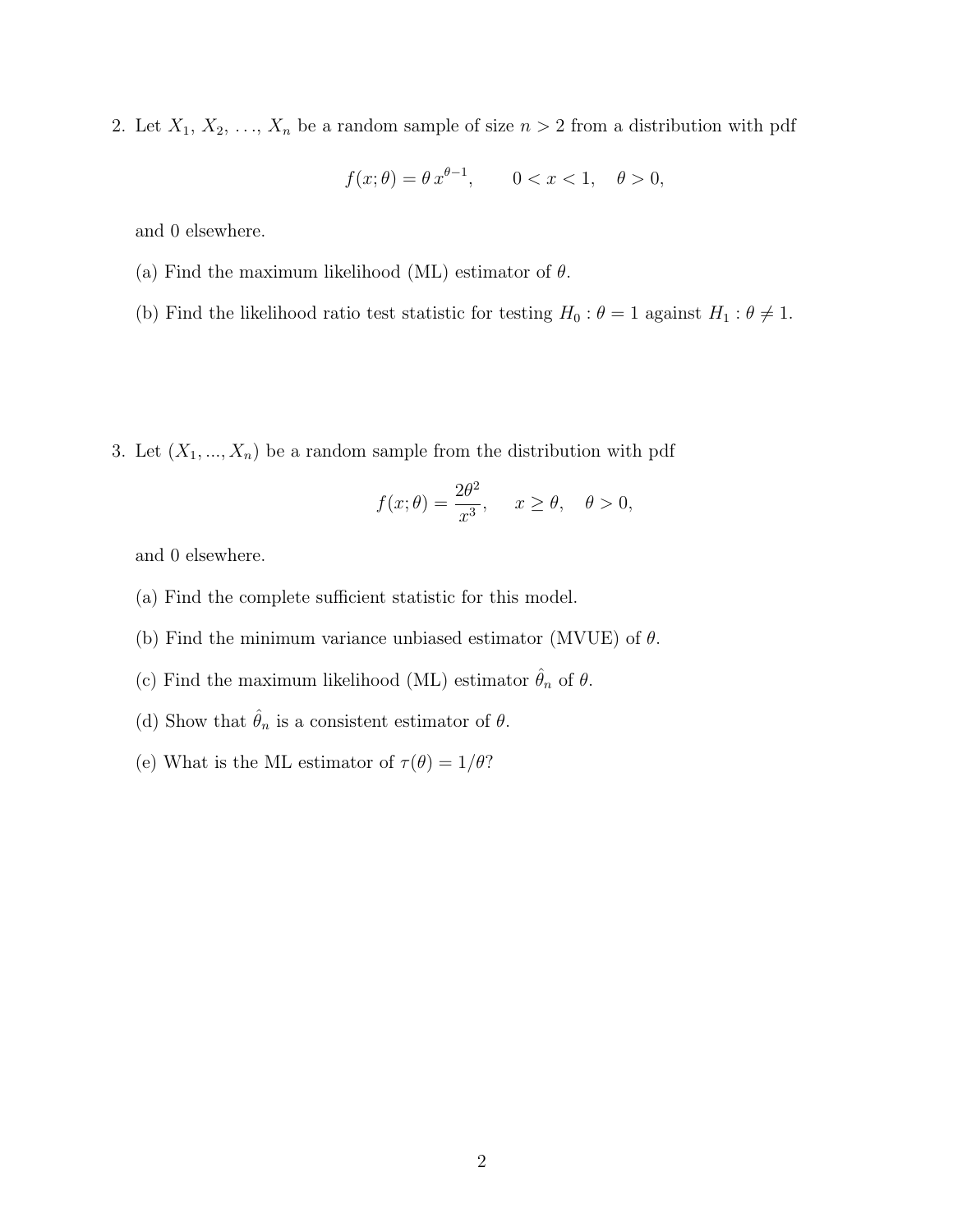2. Let $X_1, X_2, \ldots, X_n$ be a random sample of size $n > 2$ from a distribution with pdf

$$f(x;\theta) = \theta\, x^{\theta-1}, \qquad 0 < x < 1, \quad \theta > 0,$$

and 0 elsewhere.

(a) Find the maximum likelihood (ML) estimator of $\theta$.

(b) Find the likelihood ratio test statistic for testing $H_0 : \theta = 1$ against $H_1 : \theta \neq 1$.

3. Let $(X_1, ..., X_n)$ be a random sample from the distribution with pdf

$$f(x;\theta) = \frac{2\theta^2}{x^3}, \qquad x \geq \theta, \quad \theta > 0,$$

and 0 elsewhere.

(a) Find the complete sufficient statistic for this model.

(b) Find the minimum variance unbiased estimator (MVUE) of $\theta$.

(c) Find the maximum likelihood (ML) estimator $\hat{\theta}_n$ of $\theta$.

(d) Show that $\hat{\theta}_n$ is a consistent estimator of $\theta$.

(e) What is the ML estimator of $\tau(\theta) = 1/\theta$?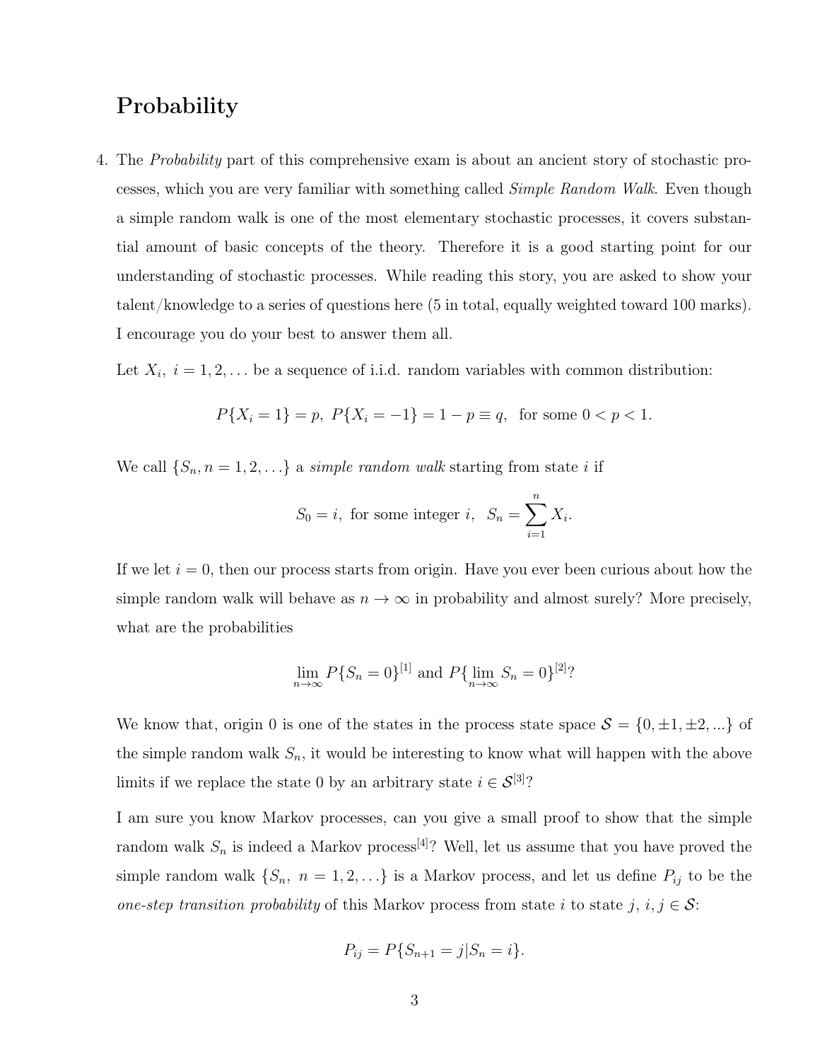## Probability

4. The *Probability* part of this comprehensive exam is about an ancient story of stochastic processes, which you are very familiar with something called *Simple Random Walk*. Even though a simple random walk is one of the most elementary stochastic processes, it covers substantial amount of basic concepts of the theory. Therefore it is a good starting point for our understanding of stochastic processes. While reading this story, you are asked to show your talent/knowledge to a series of questions here (5 in total, equally weighted toward 100 marks). I encourage you do your best to answer them all.

   Let $X_i,\ i = 1, 2, \ldots$ be a sequence of i.i.d. random variables with common distribution:

   $$P\{X_i = 1\} = p,\ P\{X_i = -1\} = 1 - p \equiv q,\ \text{ for some } 0 < p < 1.$$

   We call $\{S_n, n = 1, 2, \ldots\}$ a *simple random walk* starting from state $i$ if

   $$S_0 = i,\ \text{ for some integer } i,\quad S_n = \sum_{i=1}^{n} X_i.$$

   If we let $i = 0$, then our process starts from origin. Have you ever been curious about how the simple random walk will behave as $n \to \infty$ in probability and almost surely? More precisely, what are the probabilities

   $$\lim_{n\to\infty} P\{S_n = 0\}^{[1]} \text{ and } P\{\lim_{n\to\infty} S_n = 0\}^{[2]}?$$

   We know that, origin 0 is one of the states in the process state space $\mathcal{S} = \{0, \pm 1, \pm 2, ...\}$ of the simple random walk $S_n$, it would be interesting to know what will happen with the above limits if we replace the state 0 by an arbitrary state $i \in \mathcal{S}$[3]?

   I am sure you know Markov processes, can you give a small proof to show that the simple random walk $S_n$ is indeed a Markov process[4]? Well, let us assume that you have proved the simple random walk $\{S_n,\ n = 1, 2, \ldots\}$ is a Markov process, and let us define $P_{ij}$ to be the *one-step transition probability* of this Markov process from state $i$ to state $j$, $i, j \in \mathcal{S}$:

   $$P_{ij} = P\{S_{n+1} = j | S_n = i\}.$$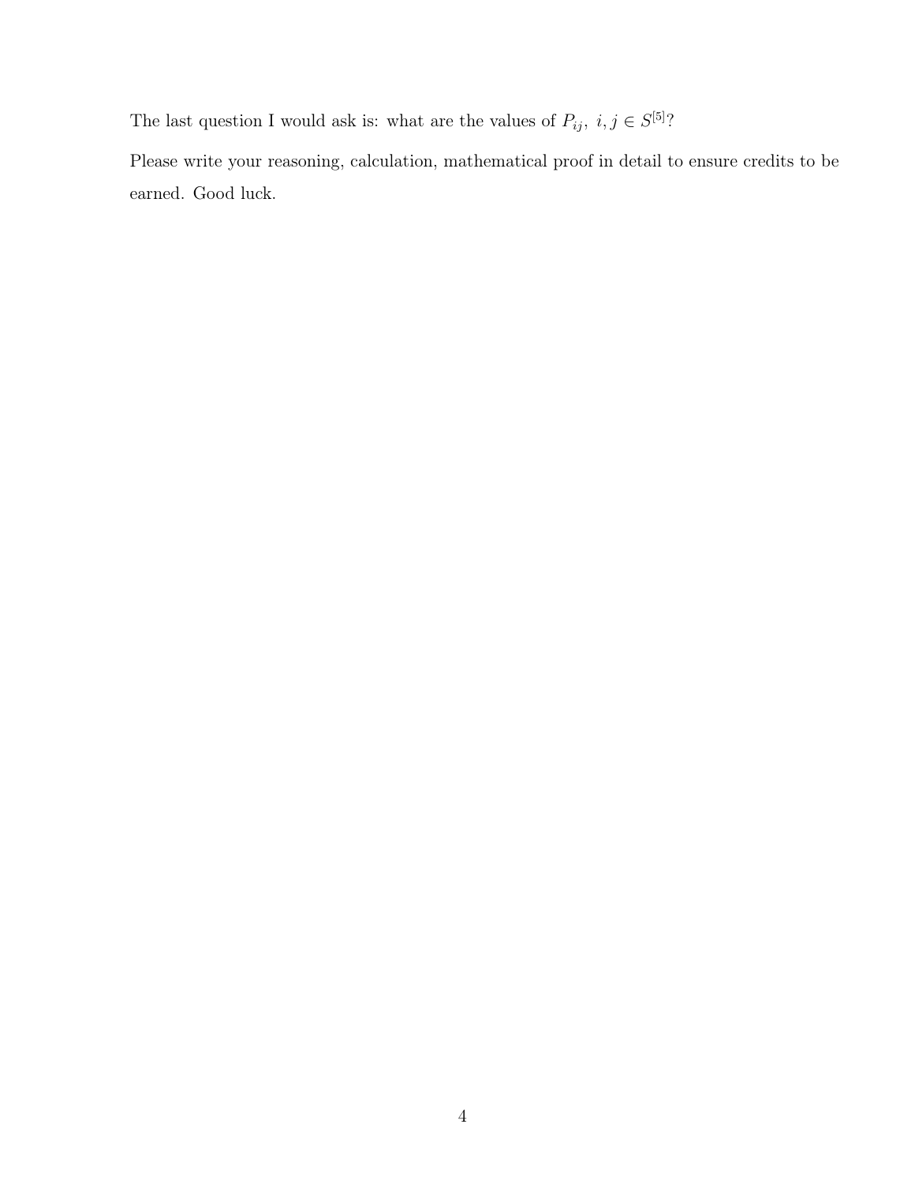The last question I would ask is: what are the values of $P_{ij},\ i,j \in S^{[5]}$?

Please write your reasoning, calculation, mathematical proof in detail to ensure credits to be earned. Good luck.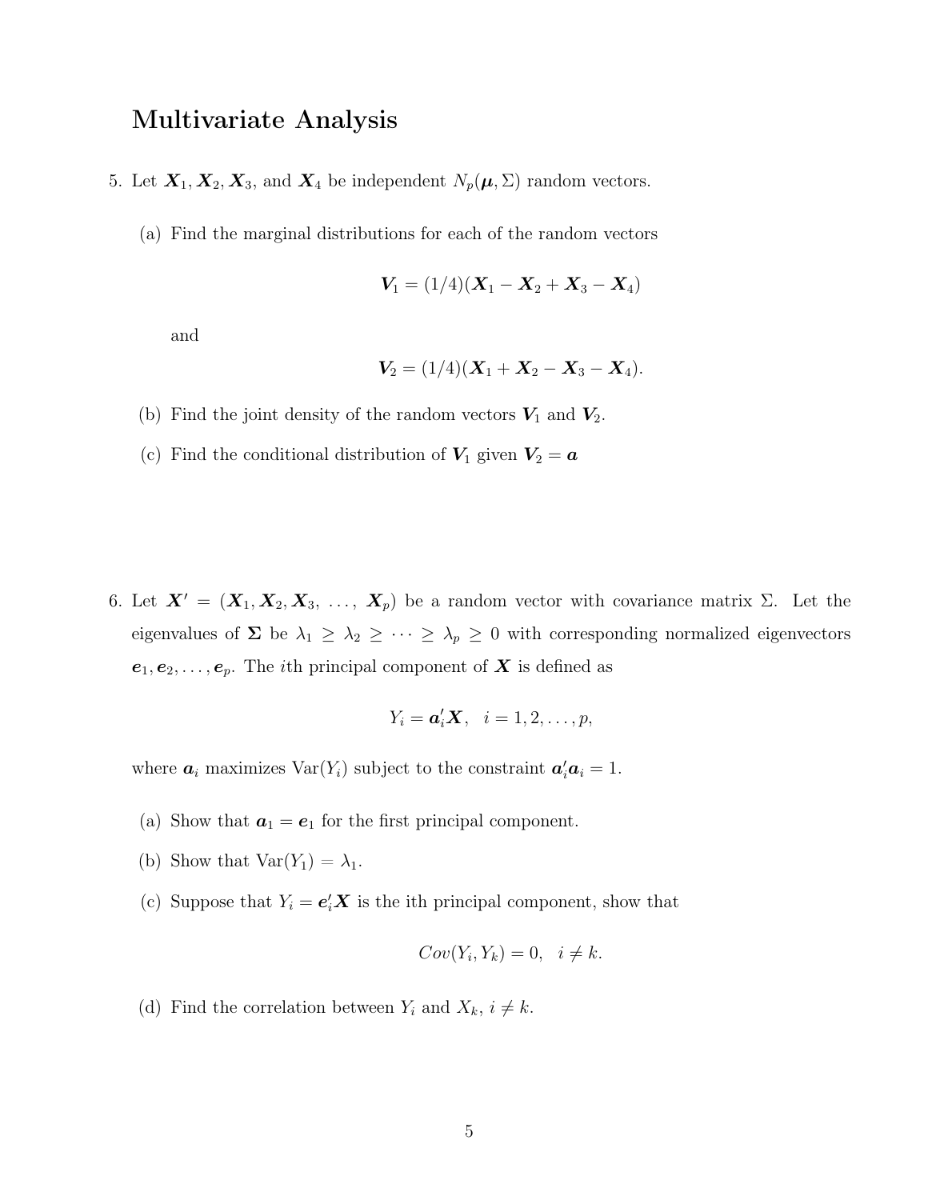# Multivariate Analysis

5. Let $\boldsymbol{X}_1, \boldsymbol{X}_2, \boldsymbol{X}_3$, and $\boldsymbol{X}_4$ be independent $N_p(\boldsymbol{\mu}, \Sigma)$ random vectors.

   (a) Find the marginal distributions for each of the random vectors

   $$\boldsymbol{V}_1 = (1/4)(\boldsymbol{X}_1 - \boldsymbol{X}_2 + \boldsymbol{X}_3 - \boldsymbol{X}_4)$$

   and

   $$\boldsymbol{V}_2 = (1/4)(\boldsymbol{X}_1 + \boldsymbol{X}_2 - \boldsymbol{X}_3 - \boldsymbol{X}_4).$$

   (b) Find the joint density of the random vectors $\boldsymbol{V}_1$ and $\boldsymbol{V}_2$.

   (c) Find the conditional distribution of $\boldsymbol{V}_1$ given $\boldsymbol{V}_2 = \boldsymbol{a}$

6. Let $\boldsymbol{X}' = (\boldsymbol{X}_1, \boldsymbol{X}_2, \boldsymbol{X}_3, \ldots, \boldsymbol{X}_p)$ be a random vector with covariance matrix $\Sigma$. Let the eigenvalues of $\boldsymbol{\Sigma}$ be $\lambda_1 \geq \lambda_2 \geq \cdots \geq \lambda_p \geq 0$ with corresponding normalized eigenvectors $\boldsymbol{e}_1, \boldsymbol{e}_2, \ldots, \boldsymbol{e}_p$. The $i$th principal component of $\boldsymbol{X}$ is defined as

   $$Y_i = \boldsymbol{a}_i'\boldsymbol{X}, \quad i = 1, 2, \ldots, p,$$

   where $\boldsymbol{a}_i$ maximizes $\text{Var}(Y_i)$ subject to the constraint $\boldsymbol{a}_i'\boldsymbol{a}_i = 1$.

   (a) Show that $\boldsymbol{a}_1 = \boldsymbol{e}_1$ for the first principal component.

   (b) Show that $\text{Var}(Y_1) = \lambda_1$.

   (c) Suppose that $Y_i = \boldsymbol{e}_i'\boldsymbol{X}$ is the ith principal component, show that

   $$Cov(Y_i, Y_k) = 0, \quad i \neq k.$$

   (d) Find the correlation between $Y_i$ and $X_k$, $i \neq k$.